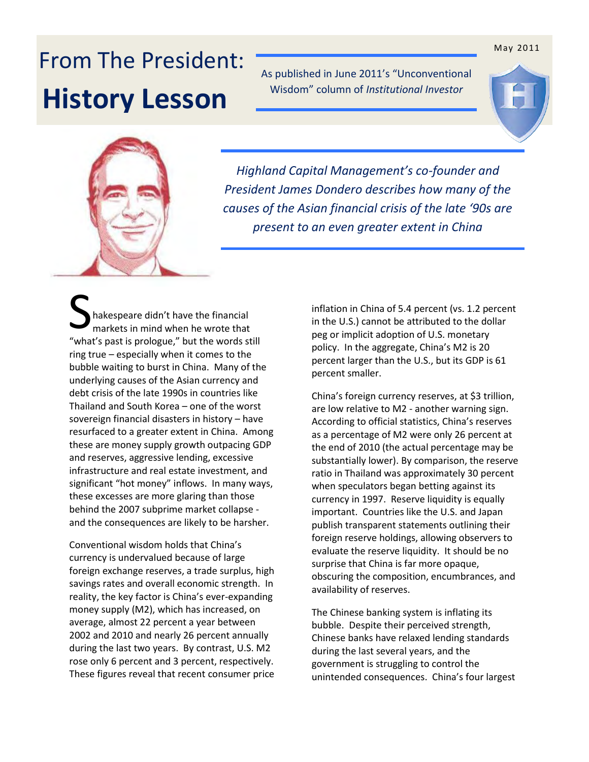# From The President:

# History Lesson

May 2011

As published in June 2011's "Unconventional Wisdom" column of *Institutional Investor*

*Highland Capital Management's co-founder and President James Dondero describes how many of the causes of the Asian financial crisis of the late '90s are present to an even greater extent in China*

Shakespeare didn't have the financial markets in mind when he wrote that "what's past is prologue," but the words still ring true – especially when it comes to the bubble waiting to burst in China. Many of the underlying causes of the Asian currency and debt crisis of the late 1990s in countries like Thailand and South Korea – one of the worst sovereign financial disasters in history – have resurfaced to a greater extent in China. Among these are money supply growth outpacing GDP and reserves, aggressive lending, excessive infrastructure and real estate investment, and significant "hot money" inflows. In many ways, these excesses are more glaring than those behind the 2007 subprime market collapse - and the consequences are likely to be harsher.

Conventional wisdom holds that China's currency is undervalued because of large foreign exchange reserves, a trade surplus, high savings rates and overall economic strength. In reality, the key factor is China's ever-expanding money supply (M2), which has increased, on average, almost 22 percent a year between 2002 and 2010 and nearly 26 percent annually during the last two years. By contrast, U.S. M2 rose only 6 percent and 3 percent, respectively. These figures reveal that recent consumer price inflation in China of 5.4 percent (vs. 1.2 percent in the U.S.) cannot be attributed to the dollar peg or implicit adoption of U.S. monetary policy. In the aggregate, China's M2 is 20 percent larger than the U.S., but its GDP is 61 percent smaller.

China's foreign currency reserves, at $3 trillion, are low relative to M2 - another warning sign. According to official statistics, China's reserves as a percentage of M2 were only 26 percent at the end of 2010 (the actual percentage may be substantially lower). By comparison, the reserve ratio in Thailand was approximately 30 percent when speculators began betting against its currency in 1997. Reserve liquidity is equally important. Countries like the U.S. and Japan publish transparent statements outlining their foreign reserve holdings, allowing observers to evaluate the reserve liquidity. It should be no surprise that China is far more opaque, obscuring the composition, encumbrances, and availability of reserves.

The Chinese banking system is inflating its bubble. Despite their perceived strength, Chinese banks have relaxed lending standards during the last several years, and the government is struggling to control the unintended consequences. China's four largest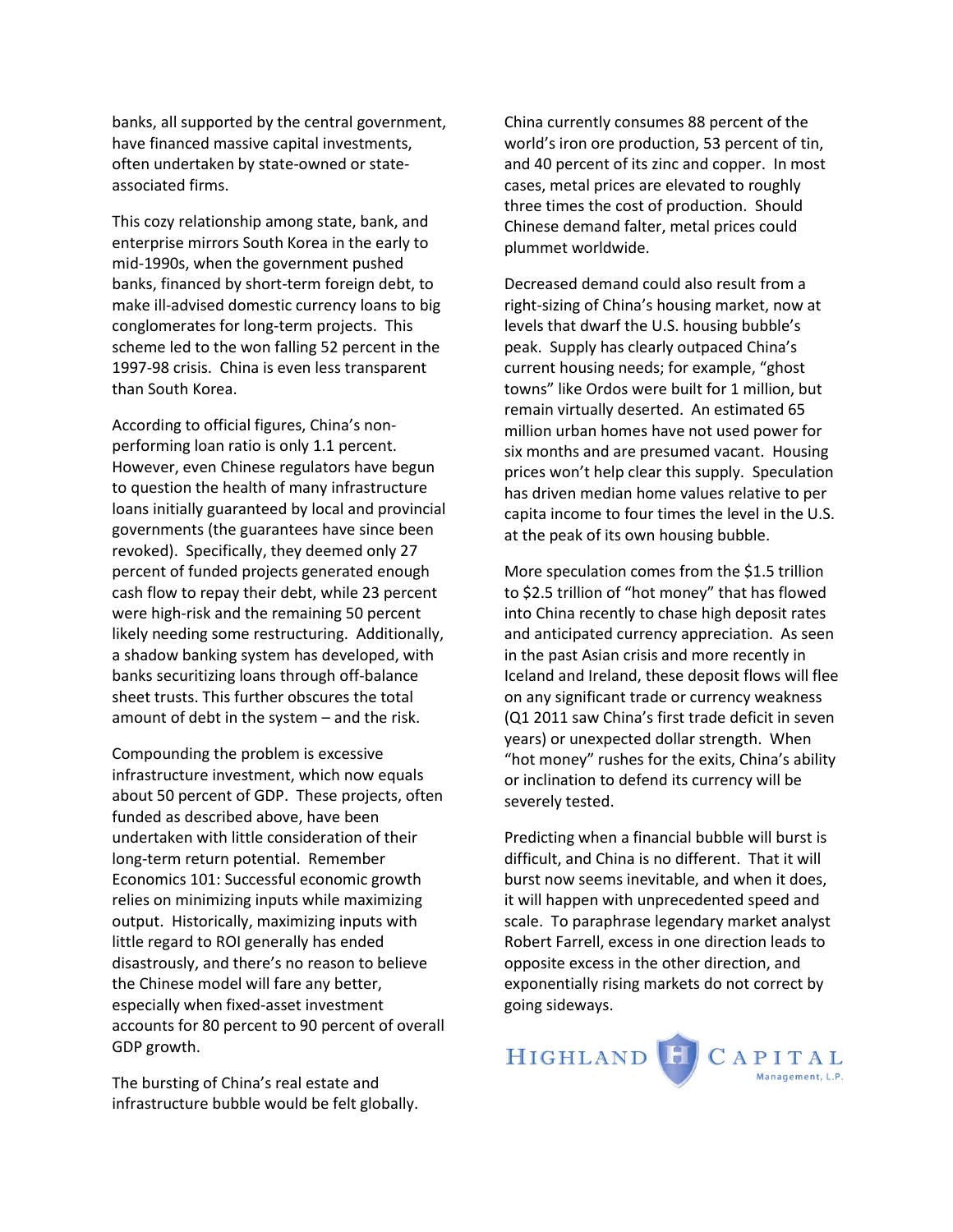banks, all supported by the central government, have financed massive capital investments, often undertaken by state-owned or state-associated firms.

This cozy relationship among state, bank, and enterprise mirrors South Korea in the early to mid-1990s, when the government pushed banks, financed by short-term foreign debt, to make ill-advised domestic currency loans to big conglomerates for long-term projects. This scheme led to the won falling 52 percent in the 1997-98 crisis. China is even less transparent than South Korea.

According to official figures, China's non-performing loan ratio is only 1.1 percent. However, even Chinese regulators have begun to question the health of many infrastructure loans initially guaranteed by local and provincial governments (the guarantees have since been revoked). Specifically, they deemed only 27 percent of funded projects generated enough cash flow to repay their debt, while 23 percent were high-risk and the remaining 50 percent likely needing some restructuring. Additionally, a shadow banking system has developed, with banks securitizing loans through off-balance sheet trusts. This further obscures the total amount of debt in the system – and the risk.

Compounding the problem is excessive infrastructure investment, which now equals about 50 percent of GDP. These projects, often funded as described above, have been undertaken with little consideration of their long-term return potential. Remember Economics 101: Successful economic growth relies on minimizing inputs while maximizing output. Historically, maximizing inputs with little regard to ROI generally has ended disastrously, and there's no reason to believe the Chinese model will fare any better, especially when fixed-asset investment accounts for 80 percent to 90 percent of overall GDP growth.

The bursting of China's real estate and infrastructure bubble would be felt globally. China currently consumes 88 percent of the world's iron ore production, 53 percent of tin, and 40 percent of its zinc and copper. In most cases, metal prices are elevated to roughly three times the cost of production. Should Chinese demand falter, metal prices could plummet worldwide.

Decreased demand could also result from a right-sizing of China's housing market, now at levels that dwarf the U.S. housing bubble's peak. Supply has clearly outpaced China's current housing needs; for example, "ghost towns" like Ordos were built for 1 million, but remain virtually deserted. An estimated 65 million urban homes have not used power for six months and are presumed vacant. Housing prices won't help clear this supply. Speculation has driven median home values relative to per capita income to four times the level in the U.S. at the peak of its own housing bubble.

More speculation comes from the $1.5 trillion to $2.5 trillion of "hot money" that has flowed into China recently to chase high deposit rates and anticipated currency appreciation. As seen in the past Asian crisis and more recently in Iceland and Ireland, these deposit flows will flee on any significant trade or currency weakness (Q1 2011 saw China's first trade deficit in seven years) or unexpected dollar strength. When "hot money" rushes for the exits, China's ability or inclination to defend its currency will be severely tested.

Predicting when a financial bubble will burst is difficult, and China is no different. That it will burst now seems inevitable, and when it does, it will happen with unprecedented speed and scale. To paraphrase legendary market analyst Robert Farrell, excess in one direction leads to opposite excess in the other direction, and exponentially rising markets do not correct by going sideways.

HIGHLAND CAPITAL Management, L.P.